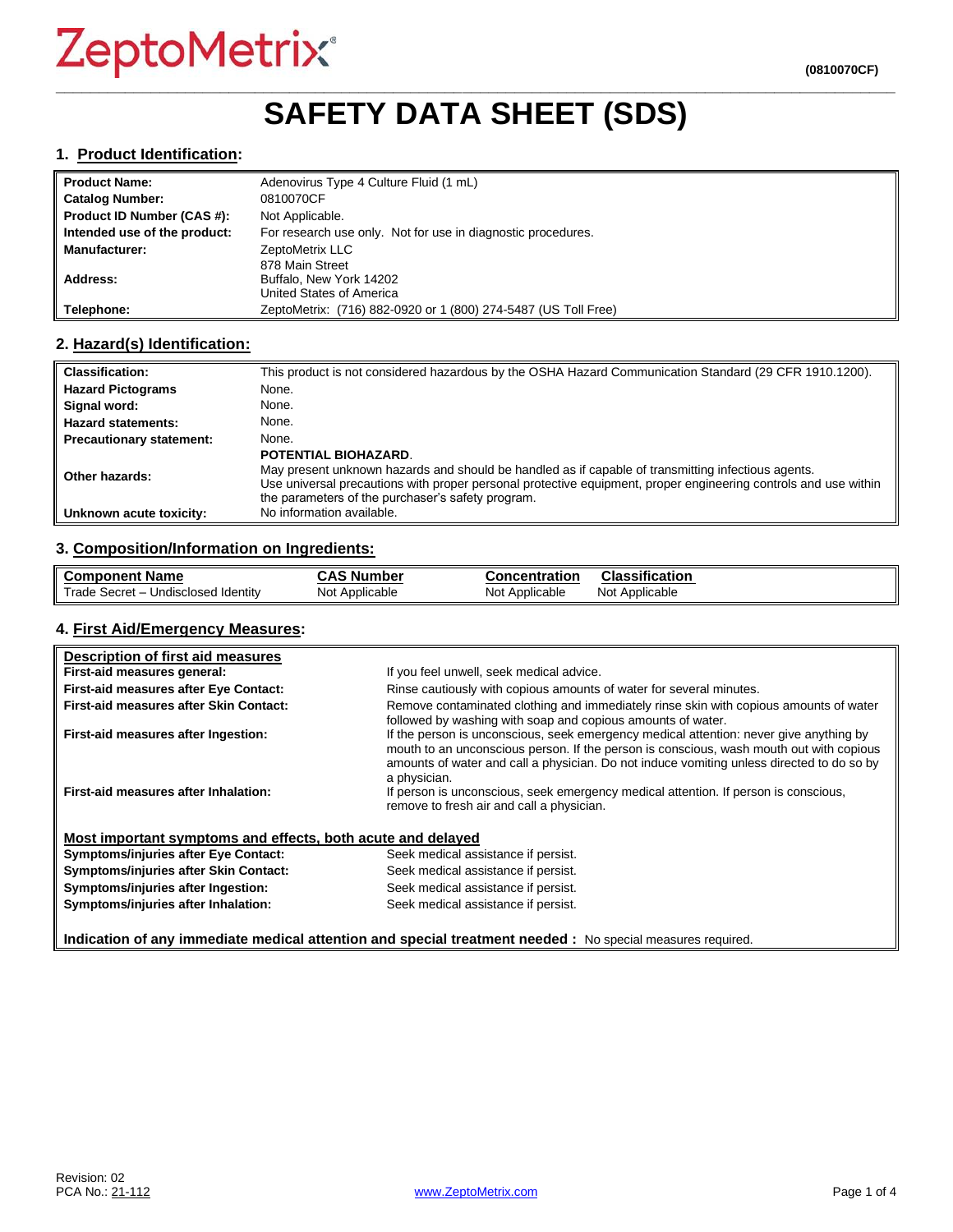ZeptoMetrix®

(0810070CF)

# SAFETY DATA SHEET (SDS)

## 1. Product Identification:

| | |
|---|---|
| **Product Name:** | Adenovirus Type 4 Culture Fluid (1 mL) |
| **Catalog Number:** | 0810070CF |
| **Product ID Number (CAS #):** | Not Applicable. |
| **Intended use of the product:** | For research use only. Not for use in diagnostic procedures. |
| **Manufacturer:** | ZeptoMetrix LLC |
| **Address:** | 878 Main Street<br>Buffalo, New York 14202<br>United States of America |
| **Telephone:** | ZeptoMetrix: (716) 882-0920 or 1 (800) 274-5487 (US Toll Free) |

## 2. Hazard(s) Identification:

| | |
|---|---|
| **Classification:** | This product is not considered hazardous by the OSHA Hazard Communication Standard (29 CFR 1910.1200). |
| **Hazard Pictograms** | None. |
| **Signal word:** | None. |
| **Hazard statements:** | None. |
| **Precautionary statement:** | None. |
| **Other hazards:** | **POTENTIAL BIOHAZARD**.<br>May present unknown hazards and should be handled as if capable of transmitting infectious agents.<br>Use universal precautions with proper personal protective equipment, proper engineering controls and use within the parameters of the purchaser's safety program. |
| **Unknown acute toxicity:** | No information available. |

## 3. Composition/Information on Ingredients:

| Component Name | CAS Number | Concentration | Classification |
|---|---|---|---|
| Trade Secret – Undisclosed Identity | Not Applicable | Not Applicable | Not Applicable |

## 4. First Aid/Emergency Measures:

**Description of first aid measures**

| | |
|---|---|
| **First-aid measures general:** | If you feel unwell, seek medical advice. |
| **First-aid measures after Eye Contact:** | Rinse cautiously with copious amounts of water for several minutes. |
| **First-aid measures after Skin Contact:** | Remove contaminated clothing and immediately rinse skin with copious amounts of water followed by washing with soap and copious amounts of water. |
| **First-aid measures after Ingestion:** | If the person is unconscious, seek emergency medical attention: never give anything by mouth to an unconscious person. If the person is conscious, wash mouth out with copious amounts of water and call a physician. Do not induce vomiting unless directed to do so by a physician. |
| **First-aid measures after Inhalation:** | If person is unconscious, seek emergency medical attention. If person is conscious, remove to fresh air and call a physician. |

**Most important symptoms and effects, both acute and delayed**

| | |
|---|---|
| **Symptoms/injuries after Eye Contact:** | Seek medical assistance if persist. |
| **Symptoms/injuries after Skin Contact:** | Seek medical assistance if persist. |
| **Symptoms/injuries after Ingestion:** | Seek medical assistance if persist. |
| **Symptoms/injuries after Inhalation:** | Seek medical assistance if persist. |

**Indication of any immediate medical attention and special treatment needed :** No special measures required.

Revision: 02
PCA No.: 21-112

www.ZeptoMetrix.com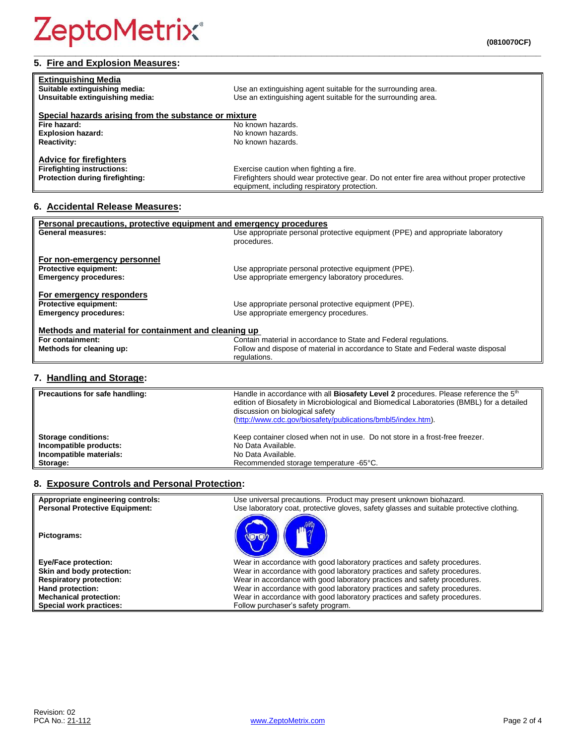## 5. Fire and Explosion Measures:

| | |
|---|---|
| **Extinguishing Media** | |
| **Suitable extinguishing media:** | Use an extinguishing agent suitable for the surrounding area. |
| **Unsuitable extinguishing media:** | Use an extinguishing agent suitable for the surrounding area. |
| **Special hazards arising from the substance or mixture** | |
| **Fire hazard:** | No known hazards. |
| **Explosion hazard:** | No known hazards. |
| **Reactivity:** | No known hazards. |
| **Advice for firefighters** | |
| **Firefighting instructions:** | Exercise caution when fighting a fire. |
| **Protection during firefighting:** | Firefighters should wear protective gear. Do not enter fire area without proper protective equipment, including respiratory protection. |

## 6. Accidental Release Measures:

| | |
|---|---|
| **Personal precautions, protective equipment and emergency procedures** | |
| **General measures:** | Use appropriate personal protective equipment (PPE) and appropriate laboratory procedures. |
| **For non-emergency personnel** | |
| **Protective equipment:** | Use appropriate personal protective equipment (PPE). |
| **Emergency procedures:** | Use appropriate emergency laboratory procedures. |
| **For emergency responders** | |
| **Protective equipment:** | Use appropriate personal protective equipment (PPE). |
| **Emergency procedures:** | Use appropriate emergency procedures. |
| **Methods and material for containment and cleaning up** | |
| **For containment:** | Contain material in accordance to State and Federal regulations. |
| **Methods for cleaning up:** | Follow and dispose of material in accordance to State and Federal waste disposal regulations. |

## 7. Handling and Storage:

| | |
|---|---|
| **Precautions for safe handling:** | Handle in accordance with all **Biosafety Level 2** procedures. Please reference the 5th edition of Biosafety in Microbiological and Biomedical Laboratories (BMBL) for a detailed discussion on biological safety (http://www.cdc.gov/biosafety/publications/bmbl5/index.htm). |
| **Storage conditions:** | Keep container closed when not in use. Do not store in a frost-free freezer. |
| **Incompatible products:** | No Data Available. |
| **Incompatible materials:** | No Data Available. |
| **Storage:** | Recommended storage temperature -65°C. |

## 8. Exposure Controls and Personal Protection:

| | |
|---|---|
| **Appropriate engineering controls:** | Use universal precautions. Product may present unknown biohazard. |
| **Personal Protective Equipment:** | Use laboratory coat, protective gloves, safety glasses and suitable protective clothing. |
| **Pictograms:** | |
| **Eye/Face protection:** | Wear in accordance with good laboratory practices and safety procedures. |
| **Skin and body protection:** | Wear in accordance with good laboratory practices and safety procedures. |
| **Respiratory protection:** | Wear in accordance with good laboratory practices and safety procedures. |
| **Hand protection:** | Wear in accordance with good laboratory practices and safety procedures. |
| **Mechanical protection:** | Wear in accordance with good laboratory practices and safety procedures. |
| **Special work practices:** | Follow purchaser's safety program. |

Revision: 02
PCA No.: 21-112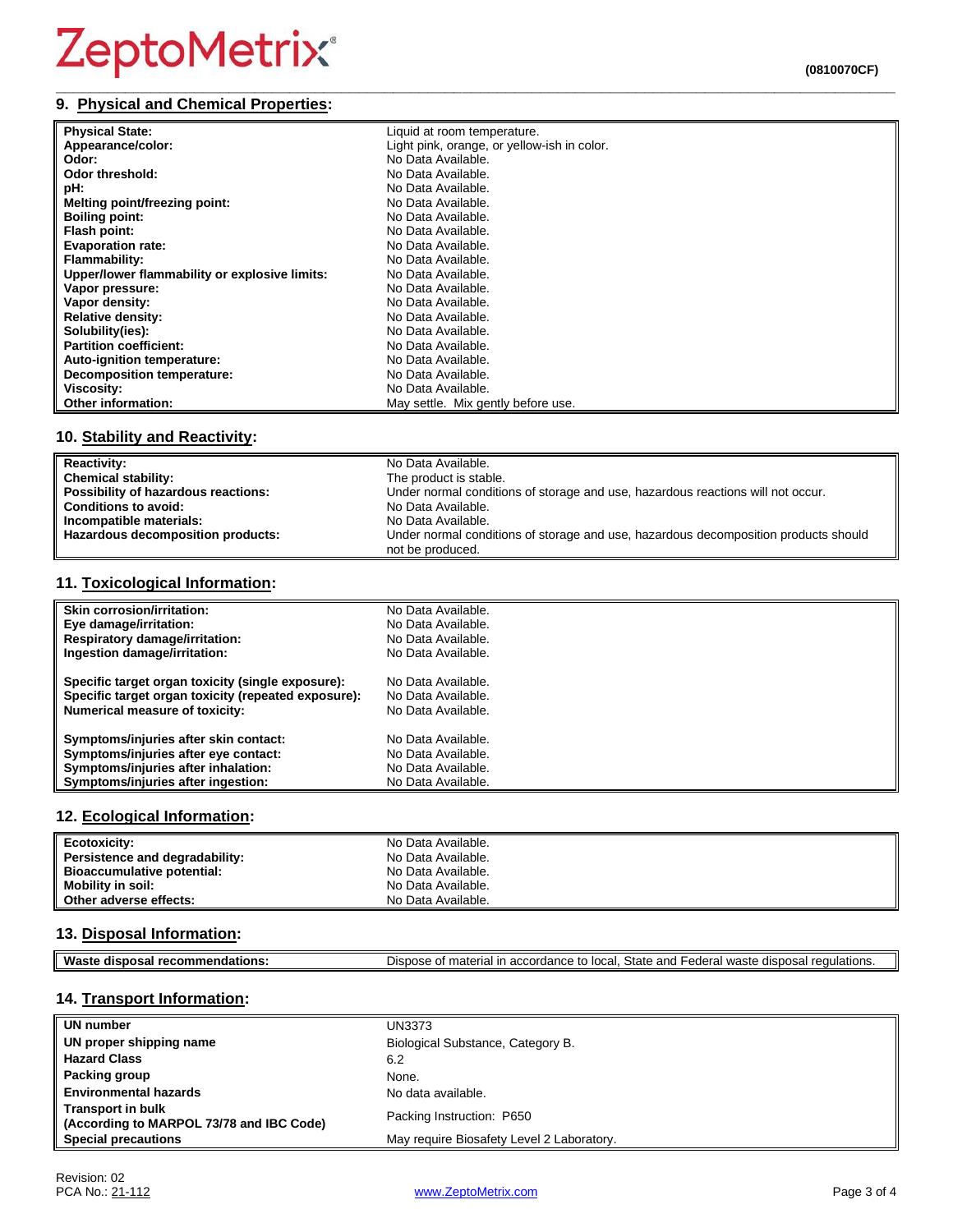## 9. Physical and Chemical Properties:

| | |
|---|---|
| **Physical State:** | Liquid at room temperature. |
| **Appearance/color:** | Light pink, orange, or yellow-ish in color. |
| **Odor:** | No Data Available. |
| **Odor threshold:** | No Data Available. |
| **pH:** | No Data Available. |
| **Melting point/freezing point:** | No Data Available. |
| **Boiling point:** | No Data Available. |
| **Flash point:** | No Data Available. |
| **Evaporation rate:** | No Data Available. |
| **Flammability:** | No Data Available. |
| **Upper/lower flammability or explosive limits:** | No Data Available. |
| **Vapor pressure:** | No Data Available. |
| **Vapor density:** | No Data Available. |
| **Relative density:** | No Data Available. |
| **Solubility(ies):** | No Data Available. |
| **Partition coefficient:** | No Data Available. |
| **Auto-ignition temperature:** | No Data Available. |
| **Decomposition temperature:** | No Data Available. |
| **Viscosity:** | No Data Available. |
| **Other information:** | May settle. Mix gently before use. |

## 10. Stability and Reactivity:

| | |
|---|---|
| **Reactivity:** | No Data Available. |
| **Chemical stability:** | The product is stable. |
| **Possibility of hazardous reactions:** | Under normal conditions of storage and use, hazardous reactions will not occur. |
| **Conditions to avoid:** | No Data Available. |
| **Incompatible materials:** | No Data Available. |
| **Hazardous decomposition products:** | Under normal conditions of storage and use, hazardous decomposition products should not be produced. |

## 11. Toxicological Information:

| | |
|---|---|
| **Skin corrosion/irritation:** | No Data Available. |
| **Eye damage/irritation:** | No Data Available. |
| **Respiratory damage/irritation:** | No Data Available. |
| **Ingestion damage/irritation:** | No Data Available. |
| **Specific target organ toxicity (single exposure):** | No Data Available. |
| **Specific target organ toxicity (repeated exposure):** | No Data Available. |
| **Numerical measure of toxicity:** | No Data Available. |
| **Symptoms/injuries after skin contact:** | No Data Available. |
| **Symptoms/injuries after eye contact:** | No Data Available. |
| **Symptoms/injuries after inhalation:** | No Data Available. |
| **Symptoms/injuries after ingestion:** | No Data Available. |

## 12. Ecological Information:

| | |
|---|---|
| **Ecotoxicity:** | No Data Available. |
| **Persistence and degradability:** | No Data Available. |
| **Bioaccumulative potential:** | No Data Available. |
| **Mobility in soil:** | No Data Available. |
| **Other adverse effects:** | No Data Available. |

## 13. Disposal Information:

| | |
|---|---|
| **Waste disposal recommendations:** | Dispose of material in accordance to local, State and Federal waste disposal regulations. |

## 14. Transport Information:

| | |
|---|---|
| **UN number** | UN3373 |
| **UN proper shipping name** | Biological Substance, Category B. |
| **Hazard Class** | 6.2 |
| **Packing group** | None. |
| **Environmental hazards** | No data available. |
| **Transport in bulk (According to MARPOL 73/78 and IBC Code)** | Packing Instruction: P650 |
| **Special precautions** | May require Biosafety Level 2 Laboratory. |

Revision: 02
PCA No.: 21-112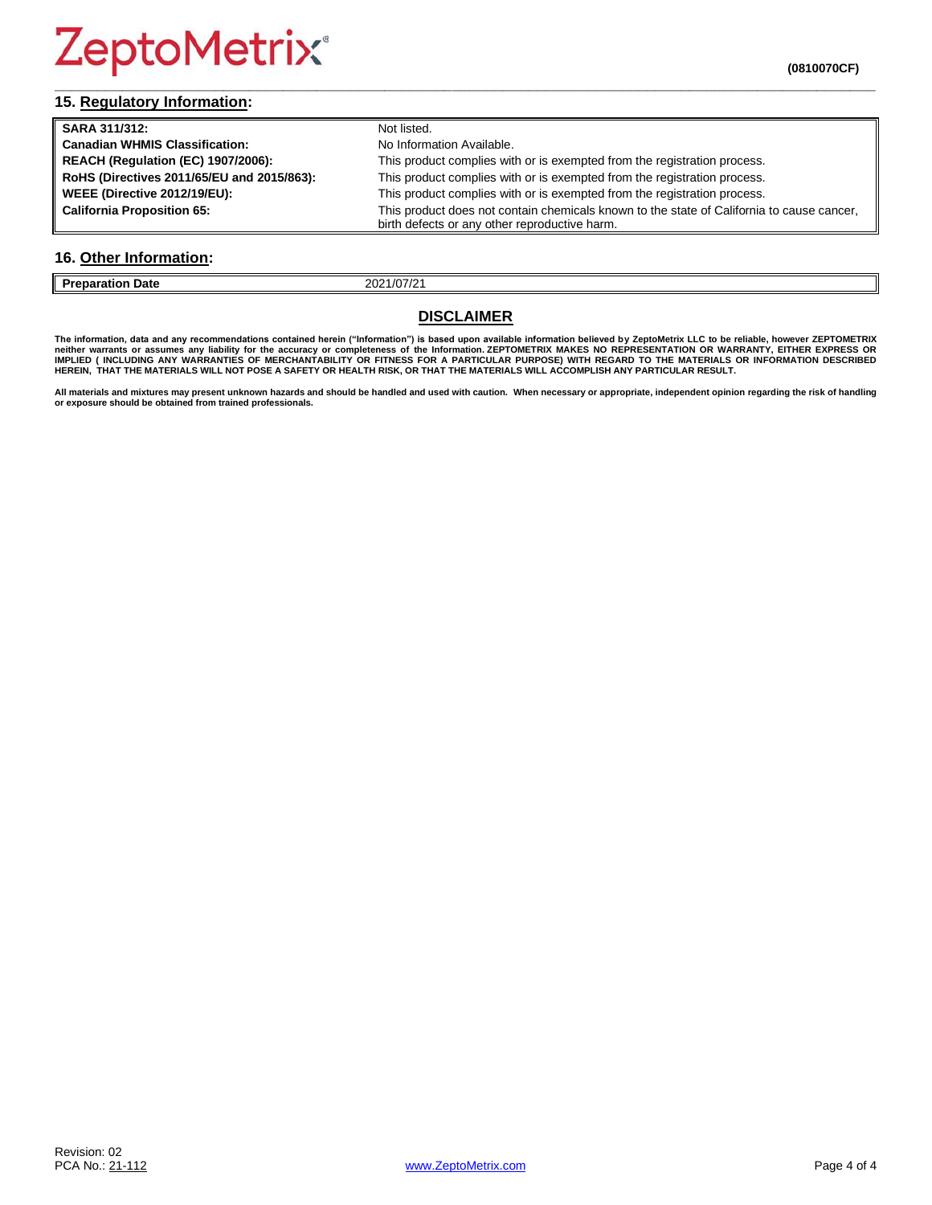## 15. Regulatory Information:

| | |
|---|---|
| **SARA 311/312:** | Not listed. |
| **Canadian WHMIS Classification:** | No Information Available. |
| **REACH (Regulation (EC) 1907/2006):** | This product complies with or is exempted from the registration process. |
| **RoHS (Directives 2011/65/EU and 2015/863):** | This product complies with or is exempted from the registration process. |
| **WEEE (Directive 2012/19/EU):** | This product complies with or is exempted from the registration process. |
| **California Proposition 65:** | This product does not contain chemicals known to the state of California to cause cancer, birth defects or any other reproductive harm. |

## 16. Other Information:

| | |
|---|---|
| **Preparation Date** | 2021/07/21 |

## DISCLAIMER

**The information, data and any recommendations contained herein ("Information") is based upon available information believed by ZeptoMetrix LLC to be reliable, however ZEPTOMETRIX neither warrants or assumes any liability for the accuracy or completeness of the Information. ZEPTOMETRIX MAKES NO REPRESENTATION OR WARRANTY, EITHER EXPRESS OR IMPLIED ( INCLUDING ANY WARRANTIES OF MERCHANTABILITY OR FITNESS FOR A PARTICULAR PURPOSE) WITH REGARD TO THE MATERIALS OR INFORMATION DESCRIBED HEREIN, THAT THE MATERIALS WILL NOT POSE A SAFETY OR HEALTH RISK, OR THAT THE MATERIALS WILL ACCOMPLISH ANY PARTICULAR RESULT.**

**All materials and mixtures may present unknown hazards and should be handled and used with caution. When necessary or appropriate, independent opinion regarding the risk of handling or exposure should be obtained from trained professionals.**

Revision: 02
PCA No.: 21-112